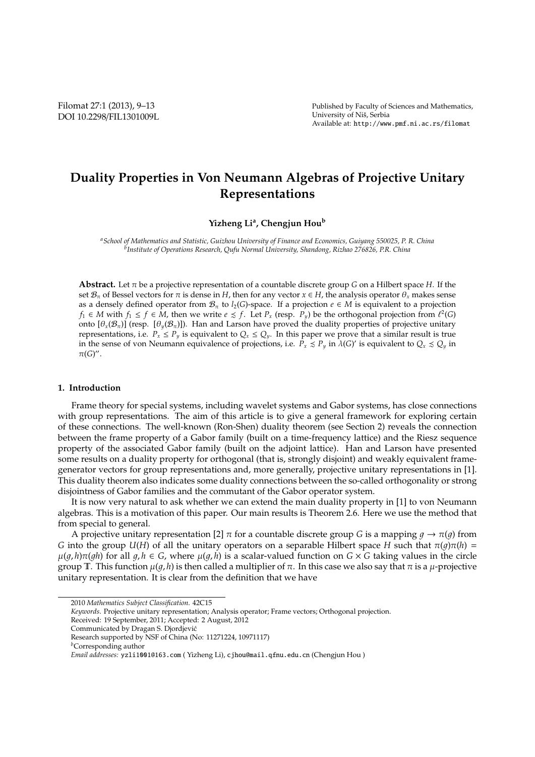# Duality Properties in Von Neumann Algebras of Projective Unitary Representations

**Yizheng Li[a], Chengjun Hou[b]**

[a]*School of Mathematics and Statistic, Guizhou University of Finance and Economics, Guiyang 550025, P. R. China*
[b]*Institute of Operations Research, Qufu Normal University, Shandong, Rizhao 276826, P.R. China*

**Abstract.** Let $\pi$ be a projective representation of a countable discrete group $G$ on a Hilbert space $H$. If the set $\mathcal{B}_\pi$ of Bessel vectors for $\pi$ is dense in $H$, then for any vector $x \in H$, the analysis operator $\theta_x$ makes sense as a densely defined operator from $\mathcal{B}_\pi$ to $l_2(G)$-space. If a projection $e \in M$ is equivalent to a projection $f_1 \in M$ with $f_1 \leq f \in M$, then we write $e \precsim f$. Let $P_x$ (resp. $P_y$) be the orthogonal projection from $\ell^2(G)$ onto $[\theta_x(\mathcal{B}_\pi)]$ (resp. $[\theta_y(\mathcal{B}_\pi)]$). Han and Larson have proved the duality properties of projective unitary representations, i.e. $P_x \leq P_y$ is equivalent to $Q_x \leq Q_y$. In this paper we prove that a similar result is true in the sense of von Neumann equivalence of projections, i.e. $P_x \precsim P_y$ in $\lambda(G)'$ is equivalent to $Q_x \precsim Q_y$ in $\pi(G)''$.

## 1. Introduction

Frame theory for special systems, including wavelet systems and Gabor systems, has close connections with group representations. The aim of this article is to give a general framework for exploring certain of these connections. The well-known (Ron-Shen) duality theorem (see Section 2) reveals the connection between the frame property of a Gabor family (built on a time-frequency lattice) and the Riesz sequence property of the associated Gabor family (built on the adjoint lattice). Han and Larson have presented some results on a duality property for orthogonal (that is, strongly disjoint) and weakly equivalent frame-generator vectors for group representations and, more generally, projective unitary representations in [1]. This duality theorem also indicates some duality connections between the so-called orthogonality or strong disjointness of Gabor families and the commutant of the Gabor operator system.

It is now very natural to ask whether we can extend the main duality property in [1] to von Neumann algebras. This is a motivation of this paper. Our main results is Theorem 2.6. Here we use the method that from special to general.

A projective unitary representation [2] $\pi$ for a countable discrete group $G$ is a mapping $g \to \pi(g)$ from $G$ into the group $U(H)$ of all the unitary operators on a separable Hilbert space $H$ such that $\pi(g)\pi(h) = \mu(g,h)\pi(gh)$ for all $g, h \in G$, where $\mu(g,h)$ is a scalar-valued function on $G \times G$ taking values in the circle group $\mathbb{T}$. This function $\mu(g,h)$ is then called a multiplier of $\pi$. In this case we also say that $\pi$ is a $\mu$-projective unitary representation. It is clear from the definition that we have

---

2010 *Mathematics Subject Classification*. 42C15

*Keywords*. Projective unitary representation; Analysis operator; Frame vectors; Orthogonal projection.

Received: 19 September, 2011; Accepted: 2 August, 2012

Communicated by Dragan S. Djordjević

Research supported by NSF of China (No: 11271224, 10971117)

[b]Corresponding author

*Email addresses:* yzli1001@163.com ( Yizheng Li), cjhou@mail.qfnu.edu.cn (Chengjun Hou )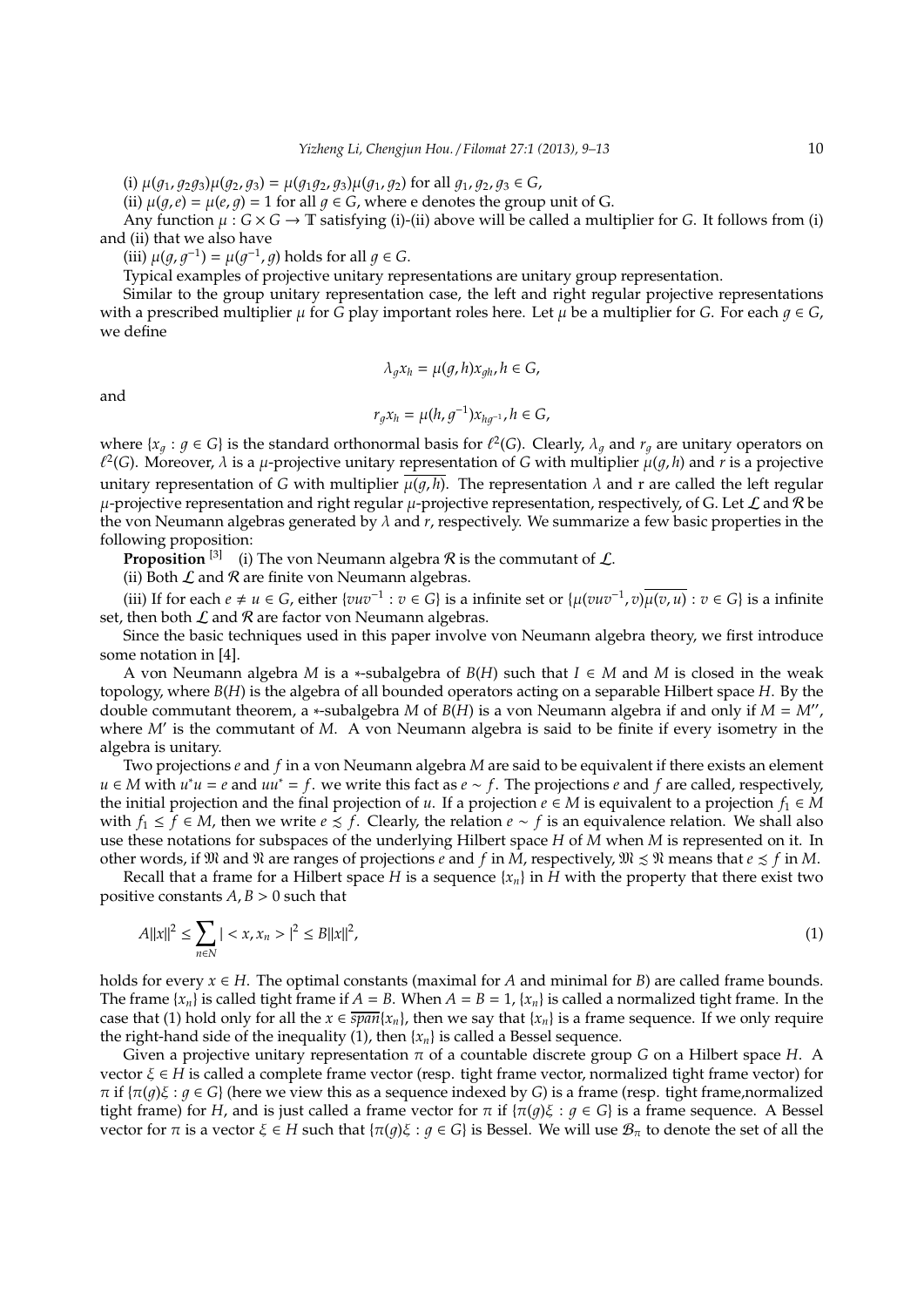(i) $\mu(g_1, g_2g_3)\mu(g_2, g_3) = \mu(g_1g_2, g_3)\mu(g_1, g_2)$ for all $g_1, g_2, g_3 \in G$,

(ii) $\mu(g, e) = \mu(e, g) = 1$ for all $g \in G$, where e denotes the group unit of G.

Any function $\mu : G \times G \to \mathbb{T}$ satisfying (i)-(ii) above will be called a multiplier for $G$. It follows from (i) and (ii) that we also have

(iii) $\mu(g, g^{-1}) = \mu(g^{-1}, g)$ holds for all $g \in G$.

Typical examples of projective unitary representations are unitary group representation.

Similar to the group unitary representation case, the left and right regular projective representations with a prescribed multiplier $\mu$ for $G$ play important roles here. Let $\mu$ be a multiplier for $G$. For each $g \in G$, we define

$$\lambda_g x_h = \mu(g, h)x_{gh}, h \in G,$$

and

$$r_g x_h = \mu(h, g^{-1})x_{hg^{-1}}, h \in G,$$

where $\{x_g : g \in G\}$ is the standard orthonormal basis for $\ell^2(G)$. Clearly, $\lambda_g$ and $r_g$ are unitary operators on $\ell^2(G)$. Moreover, $\lambda$ is a $\mu$-projective unitary representation of $G$ with multiplier $\mu(g, h)$ and $r$ is a projective unitary representation of $G$ with multiplier $\overline{\mu(g, h)}$. The representation $\lambda$ and r are called the left regular $\mu$-projective representation and right regular $\mu$-projective representation, respectively, of G. Let $\mathcal{L}$ and $\mathcal{R}$ be the von Neumann algebras generated by $\lambda$ and $r$, respectively. We summarize a few basic properties in the following proposition:

**Proposition** [3] (i) The von Neumann algebra $\mathcal{R}$ is the commutant of $\mathcal{L}$.

(ii) Both $\mathcal{L}$ and $\mathcal{R}$ are finite von Neumann algebras.

(iii) If for each $e \neq u \in G$, either $\{vuv^{-1} : v \in G\}$ is a infinite set or $\{\mu(vuv^{-1}, v)\overline{\mu(v, u)} : v \in G\}$ is a infinite set, then both $\mathcal{L}$ and $\mathcal{R}$ are factor von Neumann algebras.

Since the basic techniques used in this paper involve von Neumann algebra theory, we first introduce some notation in [4].

A von Neumann algebra $M$ is a $*$-subalgebra of $B(H)$ such that $I \in M$ and $M$ is closed in the weak topology, where $B(H)$ is the algebra of all bounded operators acting on a separable Hilbert space $H$. By the double commutant theorem, a $*$-subalgebra $M$ of $B(H)$ is a von Neumann algebra if and only if $M = M''$, where $M'$ is the commutant of $M$. A von Neumann algebra is said to be finite if every isometry in the algebra is unitary.

Two projections $e$ and $f$ in a von Neumann algebra $M$ are said to be equivalent if there exists an element $u \in M$ with $u^*u = e$ and $uu^* = f$. we write this fact as $e \sim f$. The projections $e$ and $f$ are called, respectively, the initial projection and the final projection of $u$. If a projection $e \in M$ is equivalent to a projection $f_1 \in M$ with $f_1 \leq f \in M$, then we write $e \precsim f$. Clearly, the relation $e \sim f$ is an equivalence relation. We shall also use these notations for subspaces of the underlying Hilbert space $H$ of $M$ when $M$ is represented on it. In other words, if $\mathfrak{M}$ and $\mathfrak{N}$ are ranges of projections $e$ and $f$ in $M$, respectively, $\mathfrak{M} \precsim \mathfrak{N}$ means that $e \precsim f$ in $M$.

Recall that a frame for a Hilbert space $H$ is a sequence $\{x_n\}$ in $H$ with the property that there exist two positive constants $A, B > 0$ such that

$$A\|x\|^2 \leq \sum_{n \in N} |<x, x_n>|^2 \leq B\|x\|^2, \tag{1}$$

holds for every $x \in H$. The optimal constants (maximal for $A$ and minimal for $B$) are called frame bounds. The frame $\{x_n\}$ is called tight frame if $A = B$. When $A = B = 1$, $\{x_n\}$ is called a normalized tight frame. In the case that (1) hold only for all the $x \in \overline{span}\{x_n\}$, then we say that $\{x_n\}$ is a frame sequence. If we only require the right-hand side of the inequality (1), then $\{x_n\}$ is called a Bessel sequence.

Given a projective unitary representation $\pi$ of a countable discrete group $G$ on a Hilbert space $H$. A vector $\xi \in H$ is called a complete frame vector (resp. tight frame vector, normalized tight frame vector) for $\pi$ if $\{\pi(g)\xi : g \in G\}$ (here we view this as a sequence indexed by $G$) is a frame (resp. tight frame,normalized tight frame) for $H$, and is just called a frame vector for $\pi$ if $\{\pi(g)\xi : g \in G\}$ is a frame sequence. A Bessel vector for $\pi$ is a vector $\xi \in H$ such that $\{\pi(g)\xi : g \in G\}$ is Bessel. We will use $\mathcal{B}_\pi$ to denote the set of all the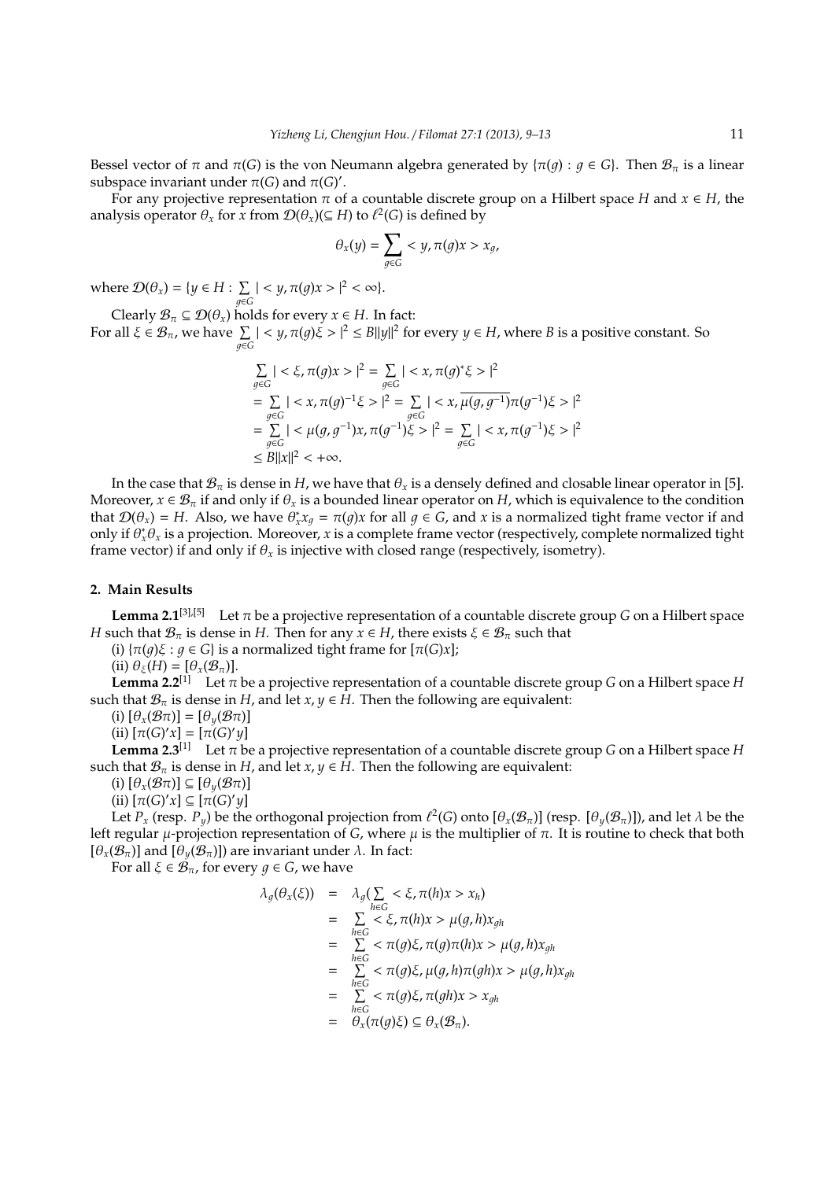Bessel vector of $\pi$ and $\pi(G)$ is the von Neumann algebra generated by $\{\pi(g) : g \in G\}$. Then $\mathcal{B}_\pi$ is a linear subspace invariant under $\pi(G)$ and $\pi(G)'$.

For any projective representation $\pi$ of a countable discrete group on a Hilbert space $H$ and $x \in H$, the analysis operator $\theta_x$ for $x$ from $\mathcal{D}(\theta_x)(\subseteq H)$ to $\ell^2(G)$ is defined by

$$\theta_x(y) = \sum_{g \in G} < y, \pi(g)x > x_g,$$

where $\mathcal{D}(\theta_x) = \{y \in H : \sum_{g \in G} | < y, \pi(g)x > |^2 < \infty\}$.

Clearly $\mathcal{B}_\pi \subseteq \mathcal{D}(\theta_x)$ holds for every $x \in H$. In fact:
For all $\xi \in \mathcal{B}_\pi$, we have $\sum_{g \in G} | < y, \pi(g)\xi > |^2 \leq B\|y\|^2$ for every $y \in H$, where $B$ is a positive constant. So

$$\begin{aligned}
&\sum_{g\in G} | < \xi, \pi(g)x > |^2 = \sum_{g\in G} | < x, \pi(g)^*\xi > |^2 \\
&= \sum_{g\in G} | < x, \pi(g)^{-1}\xi > |^2 = \sum_{g\in G} | < x, \overline{\mu(g, g^{-1})}\pi(g^{-1})\xi > |^2 \\
&= \sum_{g\in G} | < \mu(g, g^{-1})x, \pi(g^{-1})\xi > |^2 = \sum_{g\in G} | < x, \pi(g^{-1})\xi > |^2 \\
&\leq B\|x\|^2 < +\infty.
\end{aligned}$$

In the case that $\mathcal{B}_\pi$ is dense in $H$, we have that $\theta_x$ is a densely defined and closable linear operator in [5]. Moreover, $x \in \mathcal{B}_\pi$ if and only if $\theta_x$ is a bounded linear operator on $H$, which is equivalence to the condition that $\mathcal{D}(\theta_x) = H$. Also, we have $\theta_x^* x_g = \pi(g)x$ for all $g \in G$, and $x$ is a normalized tight frame vector if and only if $\theta_x^*\theta_x$ is a projection. Moreover, $x$ is a complete frame vector (respectively, complete normalized tight frame vector) if and only if $\theta_x$ is injective with closed range (respectively, isometry).

## 2. Main Results

**Lemma 2.1**[3],[5] Let $\pi$ be a projective representation of a countable discrete group $G$ on a Hilbert space $H$ such that $\mathcal{B}_\pi$ is dense in $H$. Then for any $x \in H$, there exists $\xi \in \mathcal{B}_\pi$ such that

(i) $\{\pi(g)\xi : g \in G\}$ is a normalized tight frame for $[\pi(G)x]$;

(ii) $\theta_\xi(H) = [\theta_x(\mathcal{B}_\pi)]$.

**Lemma 2.2**[1] Let $\pi$ be a projective representation of a countable discrete group $G$ on a Hilbert space $H$ such that $\mathcal{B}_\pi$ is dense in $H$, and let $x, y \in H$. Then the following are equivalent:

(i) $[\theta_x(\mathcal{B}\pi)] = [\theta_y(\mathcal{B}\pi)]$

(ii) $[\pi(G)'x] = [\pi(G)'y]$

**Lemma 2.3**[1] Let $\pi$ be a projective representation of a countable discrete group $G$ on a Hilbert space $H$ such that $\mathcal{B}_\pi$ is dense in $H$, and let $x, y \in H$. Then the following are equivalent:

(i) $[\theta_x(\mathcal{B}\pi)] \subseteq [\theta_y(\mathcal{B}\pi)]$

(ii) $[\pi(G)'x] \subseteq [\pi(G)'y]$

Let $P_x$ (resp. $P_y$) be the orthogonal projection from $\ell^2(G)$ onto $[\theta_x(\mathcal{B}_\pi)]$ (resp. $[\theta_y(\mathcal{B}_\pi)]$), and let $\lambda$ be the left regular $\mu$-projection representation of $G$, where $\mu$ is the multiplier of $\pi$. It is routine to check that both $[\theta_x(\mathcal{B}_\pi)]$ and $[\theta_y(\mathcal{B}_\pi)]$) are invariant under $\lambda$. In fact:

For all $\xi \in \mathcal{B}_\pi$, for every $g \in G$, we have

$$\begin{aligned}
\lambda_g(\theta_x(\xi)) &= \lambda_g(\sum_{h\in G} < \xi, \pi(h)x > x_h) \\
&= \sum_{h\in G} < \xi, \pi(h)x > \mu(g, h)x_{gh} \\
&= \sum_{h\in G} < \pi(g)\xi, \pi(g)\pi(h)x > \mu(g, h)x_{gh} \\
&= \sum_{h\in G} < \pi(g)\xi, \mu(g, h)\pi(gh)x > \mu(g, h)x_{gh} \\
&= \sum_{h\in G} < \pi(g)\xi, \pi(gh)x > x_{gh} \\
&= \theta_x(\pi(g)\xi) \subseteq \theta_x(\mathcal{B}_\pi).
\end{aligned}$$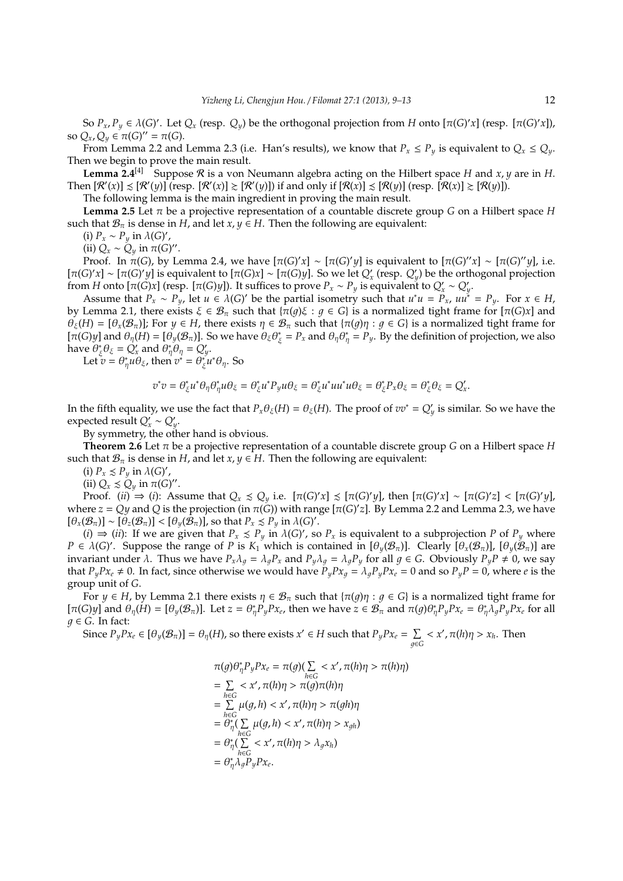So $P_x, P_y \in \lambda(G)'$. Let $Q_x$ (resp. $Q_y$) be the orthogonal projection from $H$ onto $[\pi(G)'x]$ (resp. $[\pi(G)'x]$), so $Q_x, Q_y \in \pi(G)'' = \pi(G)$.

From Lemma 2.2 and Lemma 2.3 (i.e. Han's results), we know that $P_x \leq P_y$ is equivalent to $Q_x \leq Q_y$. Then we begin to prove the main result.

**Lemma 2.4**[4] Suppose $\mathcal{R}$ is a von Neumann algebra acting on the Hilbert space $H$ and $x, y$ are in $H$. Then $[\mathcal{R}'(x)] \precsim [\mathcal{R}'(y)]$ (resp. $[\mathcal{R}'(x)] \succsim [\mathcal{R}'(y)]$) if and only if $[\mathcal{R}(x)] \precsim [\mathcal{R}(y)]$ (resp. $[\mathcal{R}(x)] \succsim [\mathcal{R}(y)]$).

The following lemma is the main ingredient in proving the main result.

**Lemma 2.5** Let $\pi$ be a projective representation of a countable discrete group $G$ on a Hilbert space $H$ such that $\mathcal{B}_\pi$ is dense in $H$, and let $x, y \in H$. Then the following are equivalent:

(i) $P_x \sim P_y$ in $\lambda(G)'$,

(ii) $Q_x \sim Q_y$ in $\pi(G)''$.

Proof. In $\pi(G)$, by Lemma 2.4, we have $[\pi(G)'x] \sim [\pi(G)'y]$ is equivalent to $[\pi(G)''x] \sim [\pi(G)''y]$, i.e. $[\pi(G)'x] \sim [\pi(G)'y]$ is equivalent to $[\pi(G)x] \sim [\pi(G)y]$. So we let $Q'_x$ (resp. $Q'_y$) be the orthogonal projection from $H$ onto $[\pi(G)x]$ (resp. $[\pi(G)y]$). It suffices to prove $P_x \sim P_y$ is equivalent to $Q'_x \sim Q'_y$.

Assume that $P_x \sim P_y$, let $u \in \lambda(G)'$ be the partial isometry such that $u^*u = P_x$, $uu^* = P_y$. For $x \in H$, by Lemma 2.1, there exists $\xi \in \mathcal{B}_\pi$ such that $\{\pi(g)\xi : g \in G\}$ is a normalized tight frame for $[\pi(G)x]$ and $\theta_\xi(H) = [\theta_x(\mathcal{B}_\pi)]$; For $y \in H$, there exists $\eta \in \mathcal{B}_\pi$ such that $\{\pi(g)\eta : g \in G\}$ is a normalized tight frame for $[\pi(G)y]$ and $\theta_\eta(H) = [\theta_y(\mathcal{B}_\pi)]$. So we have $\theta_\xi\theta_\xi^* = P_x$ and $\theta_\eta\theta_\eta^* = P_y$. By the definition of projection, we also have $\theta_\xi^*\theta_\xi = Q'_x$ and $\theta_\eta^*\theta_\eta = Q'_y$.

Let $v = \theta_\eta^* u \theta_\xi$, then $v^* = \theta_\xi^* u^* \theta_\eta$. So

$$v^*v = \theta_\xi^* u^* \theta_\eta \theta_\eta^* u \theta_\xi = \theta_\xi^* u^* P_y u \theta_\xi = \theta_\xi^* u^* u u^* u \theta_\xi = \theta_\xi^* P_x \theta_\xi = \theta_\xi^* \theta_\xi = Q'_x.$$

In the fifth equality, we use the fact that $P_x\theta_\xi(H) = \theta_\xi(H)$. The proof of $vv^* = Q'_y$ is similar. So we have the expected result $Q'_x \sim Q'_y$.

By symmetry, the other hand is obvious.

**Theorem 2.6** Let $\pi$ be a projective representation of a countable discrete group $G$ on a Hilbert space $H$ such that $\mathcal{B}_\pi$ is dense in $H$, and let $x, y \in H$. Then the following are equivalent:

(i) $P_x \precsim P_y$ in $\lambda(G)'$,

(ii) $Q_x \precsim Q_y$ in $\pi(G)''$.

Proof. $(ii) \Rightarrow (i)$: Assume that $Q_x \precsim Q_y$ i.e. $[\pi(G)'x] \precsim [\pi(G)'y]$, then $[\pi(G)'x] \sim [\pi(G)'z] < [\pi(G)'y]$, where $z = Qy$ and $Q$ is the projection (in $\pi(G)$) with range $[\pi(G)'z]$. By Lemma 2.2 and Lemma 2.3, we have $[\theta_x(\mathcal{B}_\pi)] \sim [\theta_z(\mathcal{B}_\pi)] < [\theta_y(\mathcal{B}_\pi)]$, so that $P_x \precsim P_y$ in $\lambda(G)'$.

$(i) \Rightarrow (ii)$: If we are given that $P_x \precsim P_y$ in $\lambda(G)'$, so $P_x$ is equivalent to a subprojection $P$ of $P_y$ where $P \in \lambda(G)'$. Suppose the range of $P$ is $K_1$ which is contained in $[\theta_y(\mathcal{B}_\pi)]$. Clearly $[\theta_x(\mathcal{B}_\pi)]$, $[\theta_y(\mathcal{B}_\pi)]$ are invariant under $\lambda$. Thus we have $P_x\lambda_g = \lambda_g P_x$ and $P_y\lambda_g = \lambda_g P_y$ for all $g \in G$. Obviously $P_yP \neq 0$, we say that $P_yPx_e \neq 0$. In fact, since otherwise we would have $P_yPx_g = \lambda_g P_yPx_e = 0$ and so $P_yP = 0$, where $e$ is the group unit of $G$.

For $y \in H$, by Lemma 2.1 there exists $\eta \in \mathcal{B}_\pi$ such that $\{\pi(g)\eta : g \in G\}$ is a normalized tight frame for $[\pi(G)y]$ and $\theta_\eta(H) = [\theta_y(\mathcal{B}_\pi)]$. Let $z = \theta_\eta^* P_yPx_e$, then we have $z \in \mathcal{B}_\pi$ and $\pi(g)\theta_\eta^* P_yPx_e = \theta_\eta^* \lambda_g P_yPx_e$ for all $g \in G$. In fact:

Since $P_yPx_e \in [\theta_y(\mathcal{B}_\pi)] = \theta_\eta(H)$, so there exists $x' \in H$ such that $P_yPx_e = \sum\limits_{g\in G} < x', \pi(h)\eta > x_h$. Then

$$
\begin{aligned}
&\pi(g)\theta_\eta^* P_yPx_e = \pi(g)(\sum_{h\in G} < x', \pi(h)\eta > \pi(h)\eta) \\
&= \sum_{h\in G} < x', \pi(h)\eta > \pi(g)\pi(h)\eta \\
&= \sum_{h\in G} \mu(g,h) < x', \pi(h)\eta > \pi(gh)\eta \\
&= \theta_\eta^*(\sum_{h\in G} \mu(g,h) < x', \pi(h)\eta > x_{gh}) \\
&= \theta_\eta^*(\sum_{h\in G} < x', \pi(h)\eta > \lambda_g x_h) \\
&= \theta_\eta^* \lambda_g P_yPx_e.
\end{aligned}
$$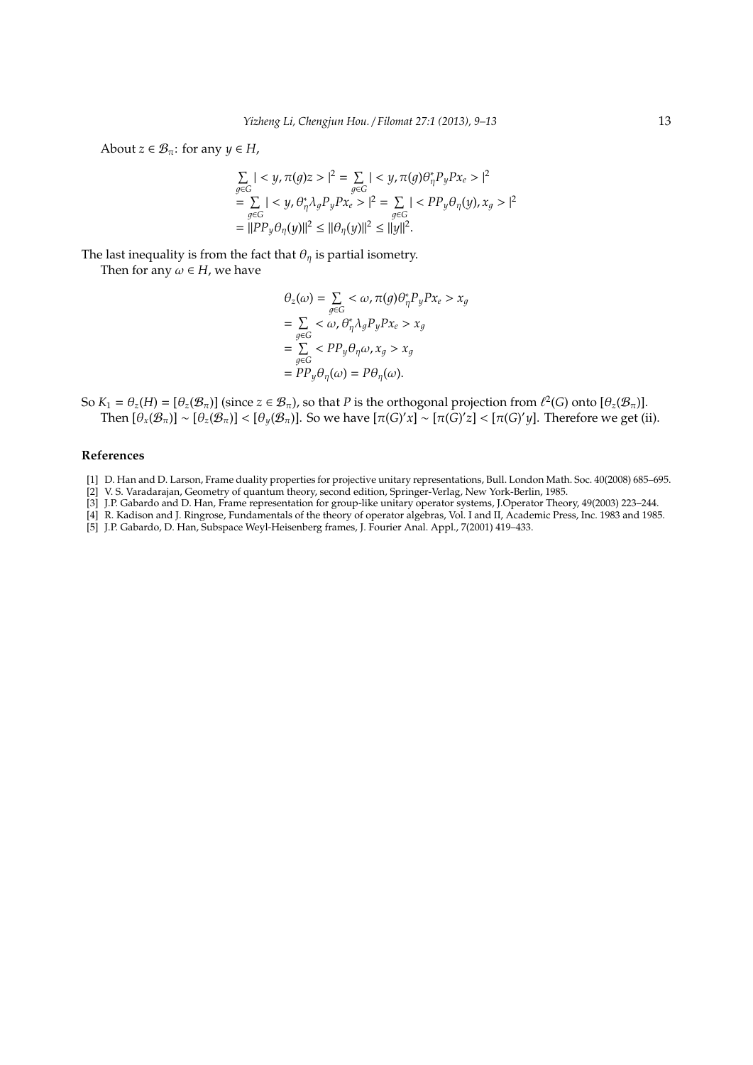About $z \in \mathcal{B}_\pi$: for any $y \in H$,

$$\begin{aligned}
&\sum_{g\in G} |<y, \pi(g)z>|^2 = \sum_{g\in G} |<y, \pi(g)\theta_\eta^* P_y P x_e>|^2 \\
&= \sum_{g\in G} |<y, \theta_\eta^* \lambda_g P_y P x_e>|^2 = \sum_{g\in G} |<PP_y\theta_\eta(y), x_g>|^2 \\
&= \|PP_y\theta_\eta(y)\|^2 \le \|\theta_\eta(y)\|^2 \le \|y\|^2.
\end{aligned}$$

The last inequality is from the fact that $\theta_\eta$ is partial isometry.

Then for any $\omega \in H$, we have

$$\begin{aligned}
&\theta_z(\omega) = \sum_{g\in G} <\omega, \pi(g)\theta_\eta^* P_y P x_e> x_g \\
&= \sum_{g\in G} <\omega, \theta_\eta^* \lambda_g P_y P x_e> x_g \\
&= \sum_{g\in G} <PP_y\theta_\eta\omega, x_g> x_g \\
&= PP_y\theta_\eta(\omega) = P\theta_\eta(\omega).
\end{aligned}$$

So $K_1 = \theta_z(H) = [\theta_z(\mathcal{B}_\pi)]$ (since $z \in \mathcal{B}_\pi$), so that $P$ is the orthogonal projection from $\ell^2(G)$ onto $[\theta_z(\mathcal{B}_\pi)]$.

Then $[\theta_x(\mathcal{B}_\pi)] \sim [\theta_z(\mathcal{B}_\pi)] < [\theta_y(\mathcal{B}_\pi)]$. So we have $[\pi(G)'x] \sim [\pi(G)'z] < [\pi(G)'y]$. Therefore we get (ii).

## References

[1] D. Han and D. Larson, Frame duality properties for projective unitary representations, Bull. London Math. Soc. 40(2008) 685–695.

[2] V. S. Varadarajan, Geometry of quantum theory, second edition, Springer-Verlag, New York-Berlin, 1985.

[3] J.P. Gabardo and D. Han, Frame representation for group-like unitary operator systems, J.Operator Theory, 49(2003) 223–244.

[4] R. Kadison and J. Ringrose, Fundamentals of the theory of operator algebras, Vol. I and II, Academic Press, Inc. 1983 and 1985.

[5] J.P. Gabardo, D. Han, Subspace Weyl-Heisenberg frames, J. Fourier Anal. Appl., 7(2001) 419–433.